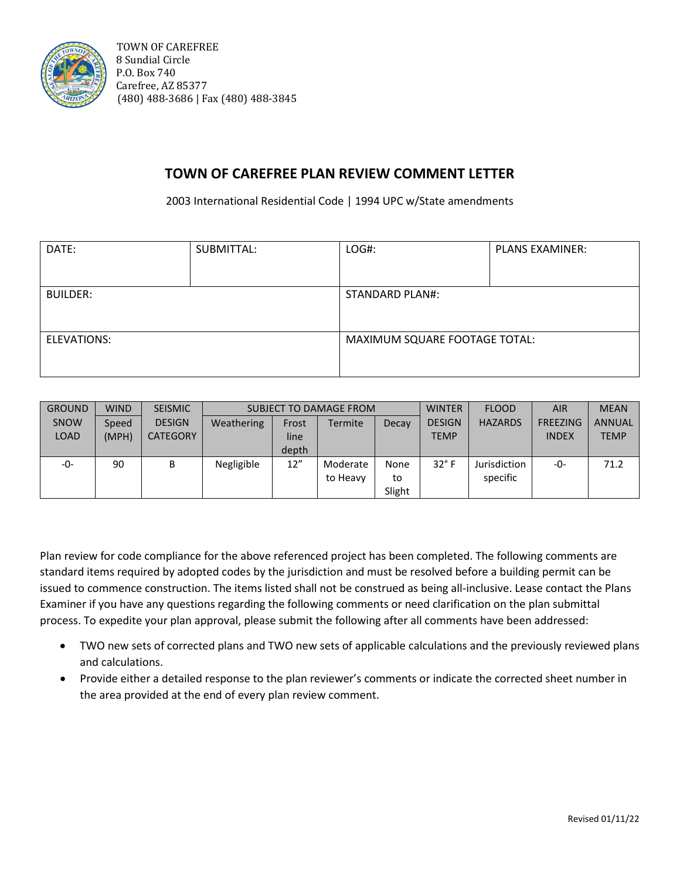TOWN OF CAREFREE
8 Sundial Circle
P.O. Box 740
Carefree, AZ 85377
(480) 488-3686 | Fax (480) 488-3845

## TOWN OF CAREFREE PLAN REVIEW COMMENT LETTER

2003 International Residential Code | 1994 UPC w/State amendments

| DATE: | SUBMITTAL: | LOG#: | PLANS EXAMINER: |
|---|---|---|---|
| BUILDER: | | STANDARD PLAN#: | |
| ELEVATIONS: | | MAXIMUM SQUARE FOOTAGE TOTAL: | |

| GROUND SNOW LOAD | WIND Speed (MPH) | SEISMIC DESIGN CATEGORY | SUBJECT TO DAMAGE FROM | | | | WINTER DESIGN TEMP | FLOOD HAZARDS | AIR FREEZING INDEX | MEAN ANNUAL TEMP |
|---|---|---|---|---|---|---|---|---|---|---|
| | | | Weathering | Frost line depth | Termite | Decay | | | | |
| -0- | 90 | B | Negligible | 12" | Moderate to Heavy | None to Slight | 32° F | Jurisdiction specific | -0- | 71.2 |

Plan review for code compliance for the above referenced project has been completed. The following comments are standard items required by adopted codes by the jurisdiction and must be resolved before a building permit can be issued to commence construction. The items listed shall not be construed as being all-inclusive. Lease contact the Plans Examiner if you have any questions regarding the following comments or need clarification on the plan submittal process. To expedite your plan approval, please submit the following after all comments have been addressed:

- TWO new sets of corrected plans and TWO new sets of applicable calculations and the previously reviewed plans and calculations.
- Provide either a detailed response to the plan reviewer's comments or indicate the corrected sheet number in the area provided at the end of every plan review comment.

Revised 01/11/22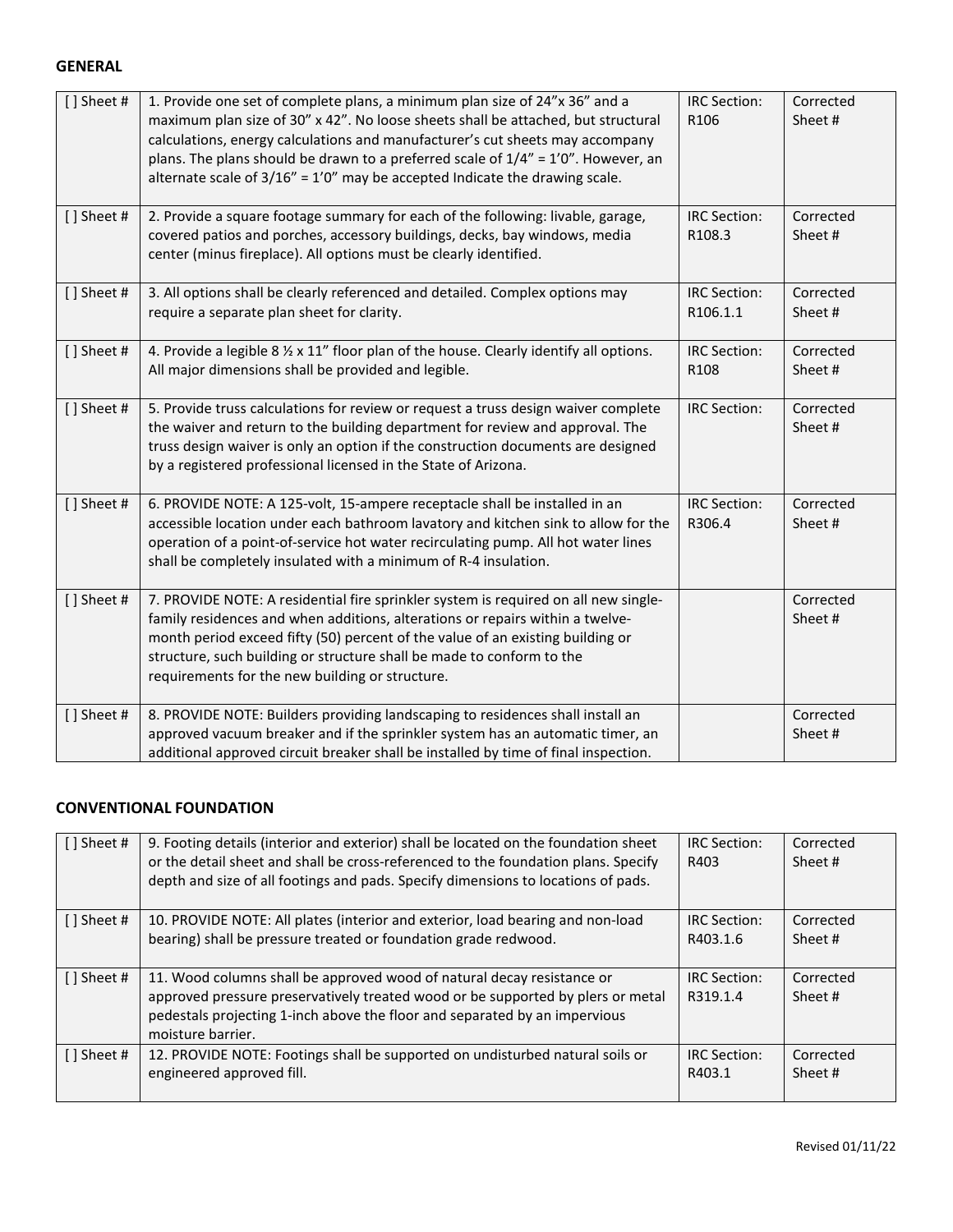## GENERAL

| [ ] Sheet # | 1. Provide one set of complete plans, a minimum plan size of 24”x 36” and a maximum plan size of 30” x 42”. No loose sheets shall be attached, but structural calculations, energy calculations and manufacturer’s cut sheets may accompany plans. The plans should be drawn to a preferred scale of 1/4” = 1’0”. However, an alternate scale of 3/16” = 1’0” may be accepted Indicate the drawing scale. | IRC Section: R106 | Corrected Sheet # |
|---|---|---|---|
| [ ] Sheet # | 2. Provide a square footage summary for each of the following: livable, garage, covered patios and porches, accessory buildings, decks, bay windows, media center (minus fireplace). All options must be clearly identified. | IRC Section: R108.3 | Corrected Sheet # |
| [ ] Sheet # | 3. All options shall be clearly referenced and detailed. Complex options may require a separate plan sheet for clarity. | IRC Section: R106.1.1 | Corrected Sheet # |
| [ ] Sheet # | 4. Provide a legible 8 ½ x 11” floor plan of the house. Clearly identify all options. All major dimensions shall be provided and legible. | IRC Section: R108 | Corrected Sheet # |
| [ ] Sheet # | 5. Provide truss calculations for review or request a truss design waiver complete the waiver and return to the building department for review and approval. The truss design waiver is only an option if the construction documents are designed by a registered professional licensed in the State of Arizona. | IRC Section: | Corrected Sheet # |
| [ ] Sheet # | 6. PROVIDE NOTE: A 125-volt, 15-ampere receptacle shall be installed in an accessible location under each bathroom lavatory and kitchen sink to allow for the operation of a point-of-service hot water recirculating pump. All hot water lines shall be completely insulated with a minimum of R-4 insulation. | IRC Section: R306.4 | Corrected Sheet # |
| [ ] Sheet # | 7. PROVIDE NOTE: A residential fire sprinkler system is required on all new single-family residences and when additions, alterations or repairs within a twelve-month period exceed fifty (50) percent of the value of an existing building or structure, such building or structure shall be made to conform to the requirements for the new building or structure. | | Corrected Sheet # |
| [ ] Sheet # | 8. PROVIDE NOTE: Builders providing landscaping to residences shall install an approved vacuum breaker and if the sprinkler system has an automatic timer, an additional approved circuit breaker shall be installed by time of final inspection. | | Corrected Sheet # |

## CONVENTIONAL FOUNDATION

| [ ] Sheet # | 9. Footing details (interior and exterior) shall be located on the foundation sheet or the detail sheet and shall be cross-referenced to the foundation plans. Specify depth and size of all footings and pads. Specify dimensions to locations of pads. | IRC Section: R403 | Corrected Sheet # |
|---|---|---|---|
| [ ] Sheet # | 10. PROVIDE NOTE: All plates (interior and exterior, load bearing and non-load bearing) shall be pressure treated or foundation grade redwood. | IRC Section: R403.1.6 | Corrected Sheet # |
| [ ] Sheet # | 11. Wood columns shall be approved wood of natural decay resistance or approved pressure preservatively treated wood or be supported by plers or metal pedestals projecting 1-inch above the floor and separated by an impervious moisture barrier. | IRC Section: R319.1.4 | Corrected Sheet # |
| [ ] Sheet # | 12. PROVIDE NOTE: Footings shall be supported on undisturbed natural soils or engineered approved fill. | IRC Section: R403.1 | Corrected Sheet # |

Revised 01/11/22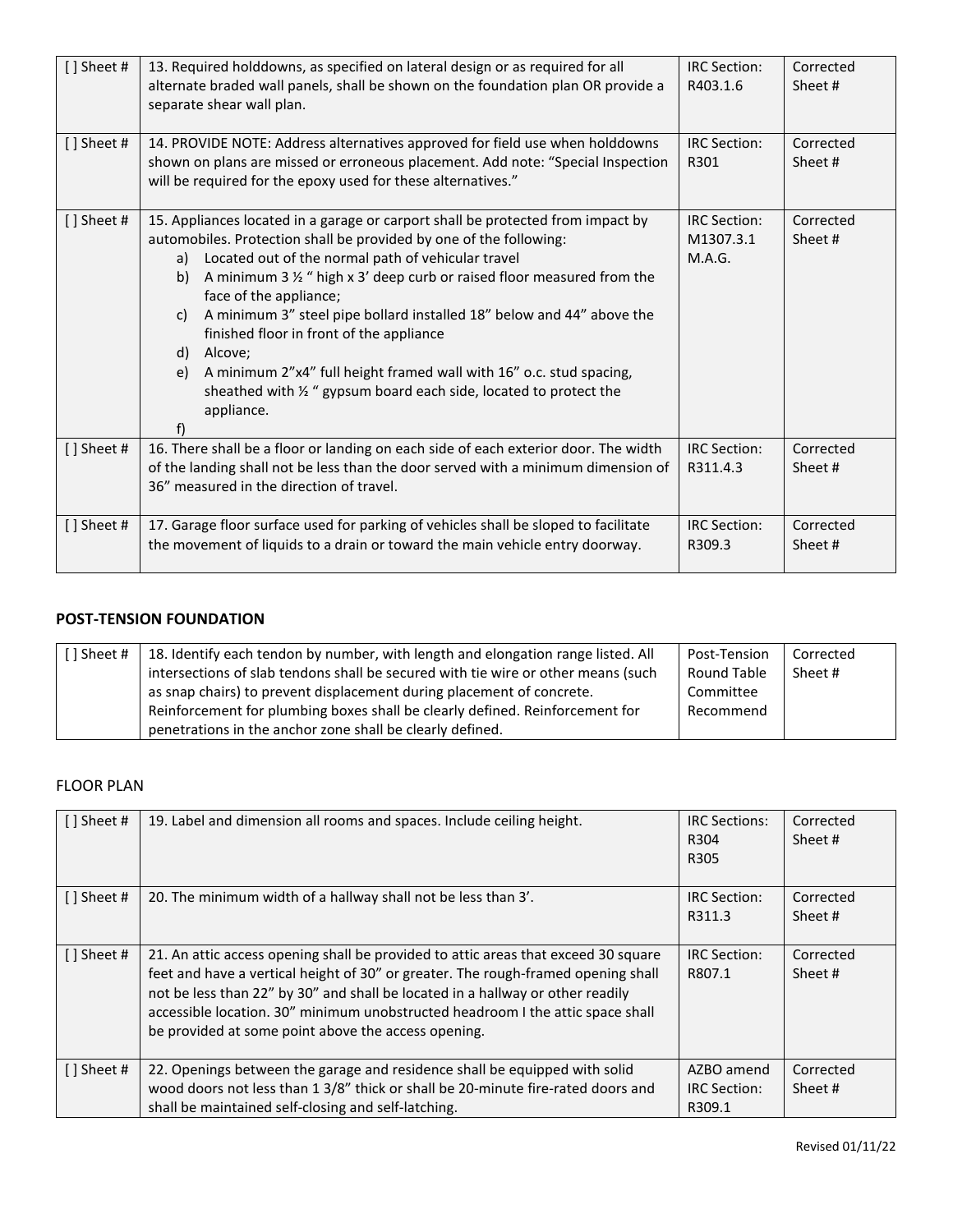| [ ] Sheet # | 13. Required holddowns, as specified on lateral design or as required for all alternate braded wall panels, shall be shown on the foundation plan OR provide a separate shear wall plan. | IRC Section: R403.1.6 | Corrected Sheet # |
|---|---|---|---|
| [ ] Sheet # | 14. PROVIDE NOTE: Address alternatives approved for field use when holddowns shown on plans are missed or erroneous placement. Add note: "Special Inspection will be required for the epoxy used for these alternatives." | IRC Section: R301 | Corrected Sheet # |
| [ ] Sheet # | 15. Appliances located in a garage or carport shall be protected from impact by automobiles. Protection shall be provided by one of the following:<br>a) Located out of the normal path of vehicular travel<br>b) A minimum 3 ½ " high x 3' deep curb or raised floor measured from the face of the appliance;<br>c) A minimum 3" steel pipe bollard installed 18" below and 44" above the finished floor in front of the appliance<br>d) Alcove;<br>e) A minimum 2"x4" full height framed wall with 16" o.c. stud spacing, sheathed with ½ " gypsum board each side, located to protect the appliance.<br>f) | IRC Section: M1307.3.1 M.A.G. | Corrected Sheet # |
| [ ] Sheet # | 16. There shall be a floor or landing on each side of each exterior door. The width of the landing shall not be less than the door served with a minimum dimension of 36" measured in the direction of travel. | IRC Section: R311.4.3 | Corrected Sheet # |
| [ ] Sheet # | 17. Garage floor surface used for parking of vehicles shall be sloped to facilitate the movement of liquids to a drain or toward the main vehicle entry doorway. | IRC Section: R309.3 | Corrected Sheet # |

## POST-TENSION FOUNDATION

| [ ] Sheet # | 18. Identify each tendon by number, with length and elongation range listed. All intersections of slab tendons shall be secured with tie wire or other means (such as snap chairs) to prevent displacement during placement of concrete. Reinforcement for plumbing boxes shall be clearly defined. Reinforcement for penetrations in the anchor zone shall be clearly defined. | Post-Tension Round Table Committee Recommend | Corrected Sheet # |
|---|---|---|---|

## FLOOR PLAN

| [ ] Sheet # | 19. Label and dimension all rooms and spaces. Include ceiling height. | IRC Sections: R304 R305 | Corrected Sheet # |
|---|---|---|---|
| [ ] Sheet # | 20. The minimum width of a hallway shall not be less than 3'. | IRC Section: R311.3 | Corrected Sheet # |
| [ ] Sheet # | 21. An attic access opening shall be provided to attic areas that exceed 30 square feet and have a vertical height of 30" or greater. The rough-framed opening shall not be less than 22" by 30" and shall be located in a hallway or other readily accessible location. 30" minimum unobstructed headroom I the attic space shall be provided at some point above the access opening. | IRC Section: R807.1 | Corrected Sheet # |
| [ ] Sheet # | 22. Openings between the garage and residence shall be equipped with solid wood doors not less than 1 3/8" thick or shall be 20-minute fire-rated doors and shall be maintained self-closing and self-latching. | AZBO amend IRC Section: R309.1 | Corrected Sheet # |

Revised 01/11/22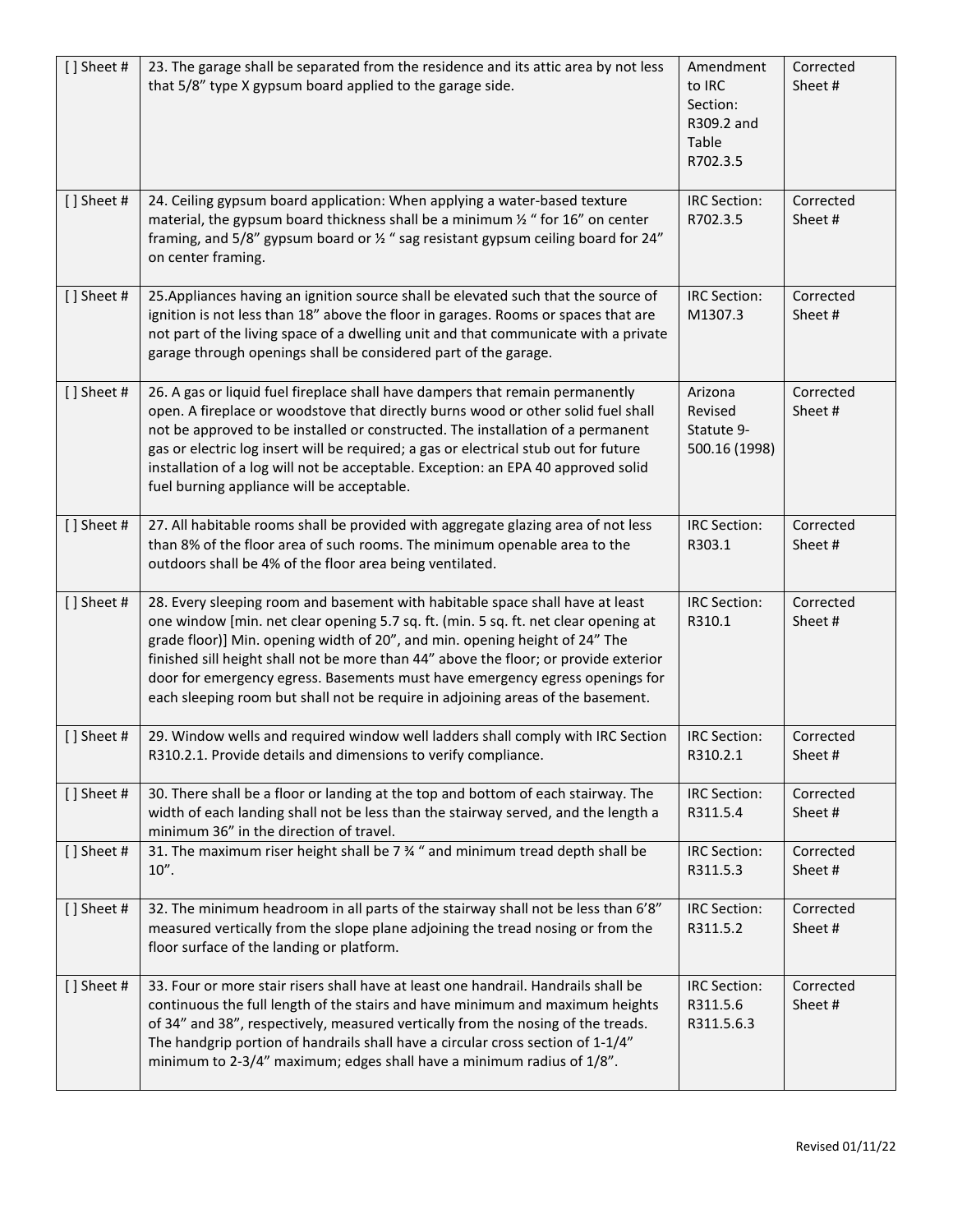| [ ] Sheet # | 23. The garage shall be separated from the residence and its attic area by not less that 5/8" type X gypsum board applied to the garage side. | Amendment to IRC Section: R309.2 and Table R702.3.5 | Corrected Sheet # |
|---|---|---|---|
| [ ] Sheet # | 24. Ceiling gypsum board application: When applying a water-based texture material, the gypsum board thickness shall be a minimum ½ " for 16" on center framing, and 5/8" gypsum board or ½ " sag resistant gypsum ceiling board for 24" on center framing. | IRC Section: R702.3.5 | Corrected Sheet # |
| [ ] Sheet # | 25.Appliances having an ignition source shall be elevated such that the source of ignition is not less than 18" above the floor in garages. Rooms or spaces that are not part of the living space of a dwelling unit and that communicate with a private garage through openings shall be considered part of the garage. | IRC Section: M1307.3 | Corrected Sheet # |
| [ ] Sheet # | 26. A gas or liquid fuel fireplace shall have dampers that remain permanently open. A fireplace or woodstove that directly burns wood or other solid fuel shall not be approved to be installed or constructed. The installation of a permanent gas or electric log insert will be required; a gas or electrical stub out for future installation of a log will not be acceptable. Exception: an EPA 40 approved solid fuel burning appliance will be acceptable. | Arizona Revised Statute 9-500.16 (1998) | Corrected Sheet # |
| [ ] Sheet # | 27. All habitable rooms shall be provided with aggregate glazing area of not less than 8% of the floor area of such rooms. The minimum openable area to the outdoors shall be 4% of the floor area being ventilated. | IRC Section: R303.1 | Corrected Sheet # |
| [ ] Sheet # | 28. Every sleeping room and basement with habitable space shall have at least one window [min. net clear opening 5.7 sq. ft. (min. 5 sq. ft. net clear opening at grade floor)] Min. opening width of 20", and min. opening height of 24" The finished sill height shall not be more than 44" above the floor; or provide exterior door for emergency egress. Basements must have emergency egress openings for each sleeping room but shall not be require in adjoining areas of the basement. | IRC Section: R310.1 | Corrected Sheet # |
| [ ] Sheet # | 29. Window wells and required window well ladders shall comply with IRC Section R310.2.1. Provide details and dimensions to verify compliance. | IRC Section: R310.2.1 | Corrected Sheet # |
| [ ] Sheet # | 30. There shall be a floor or landing at the top and bottom of each stairway. The width of each landing shall not be less than the stairway served, and the length a minimum 36" in the direction of travel. | IRC Section: R311.5.4 | Corrected Sheet # |
| [ ] Sheet # | 31. The maximum riser height shall be 7 ¾ " and minimum tread depth shall be 10". | IRC Section: R311.5.3 | Corrected Sheet # |
| [ ] Sheet # | 32. The minimum headroom in all parts of the stairway shall not be less than 6'8" measured vertically from the slope plane adjoining the tread nosing or from the floor surface of the landing or platform. | IRC Section: R311.5.2 | Corrected Sheet # |
| [ ] Sheet # | 33. Four or more stair risers shall have at least one handrail. Handrails shall be continuous the full length of the stairs and have minimum and maximum heights of 34" and 38", respectively, measured vertically from the nosing of the treads. The handgrip portion of handrails shall have a circular cross section of 1-1/4" minimum to 2-3/4" maximum; edges shall have a minimum radius of 1/8". | IRC Section: R311.5.6 R311.5.6.3 | Corrected Sheet # |

Revised 01/11/22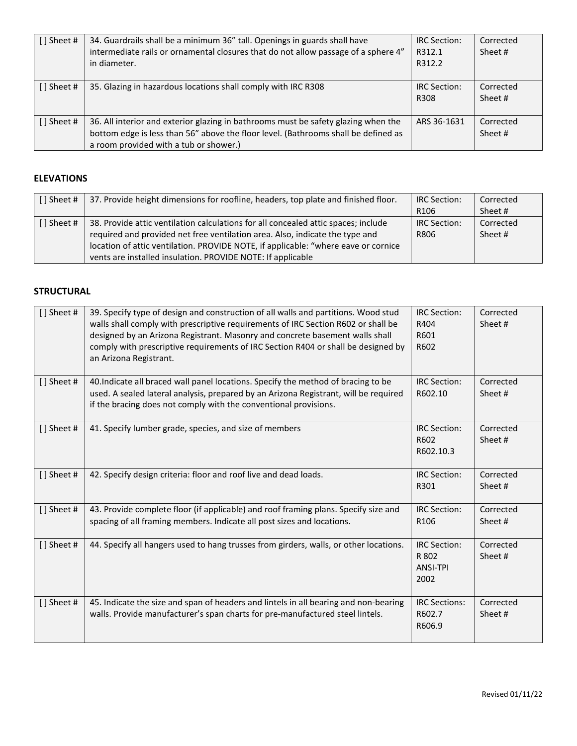| [ ] Sheet # | 34. Guardrails shall be a minimum 36" tall. Openings in guards shall have intermediate rails or ornamental closures that do not allow passage of a sphere 4" in diameter. | IRC Section: R312.1 R312.2 | Corrected Sheet # |
|---|---|---|---|
| [ ] Sheet # | 35. Glazing in hazardous locations shall comply with IRC R308 | IRC Section: R308 | Corrected Sheet # |
| [ ] Sheet # | 36. All interior and exterior glazing in bathrooms must be safety glazing when the bottom edge is less than 56" above the floor level. (Bathrooms shall be defined as a room provided with a tub or shower.) | ARS 36-1631 | Corrected Sheet # |

## ELEVATIONS

| [ ] Sheet # | 37. Provide height dimensions for roofline, headers, top plate and finished floor. | IRC Section: R106 | Corrected Sheet # |
|---|---|---|---|
| [ ] Sheet # | 38. Provide attic ventilation calculations for all concealed attic spaces; include required and provided net free ventilation area. Also, indicate the type and location of attic ventilation. PROVIDE NOTE, if applicable: "where eave or cornice vents are installed insulation. PROVIDE NOTE: If applicable | IRC Section: R806 | Corrected Sheet # |

## STRUCTURAL

| [ ] Sheet # | 39. Specify type of design and construction of all walls and partitions. Wood stud walls shall comply with prescriptive requirements of IRC Section R602 or shall be designed by an Arizona Registrant. Masonry and concrete basement walls shall comply with prescriptive requirements of IRC Section R404 or shall be designed by an Arizona Registrant. | IRC Section: R404 R601 R602 | Corrected Sheet # |
|---|---|---|---|
| [ ] Sheet # | 40.Indicate all braced wall panel locations. Specify the method of bracing to be used. A sealed lateral analysis, prepared by an Arizona Registrant, will be required if the bracing does not comply with the conventional provisions. | IRC Section: R602.10 | Corrected Sheet # |
| [ ] Sheet # | 41. Specify lumber grade, species, and size of members | IRC Section: R602 R602.10.3 | Corrected Sheet # |
| [ ] Sheet # | 42. Specify design criteria: floor and roof live and dead loads. | IRC Section: R301 | Corrected Sheet # |
| [ ] Sheet # | 43. Provide complete floor (if applicable) and roof framing plans. Specify size and spacing of all framing members. Indicate all post sizes and locations. | IRC Section: R106 | Corrected Sheet # |
| [ ] Sheet # | 44. Specify all hangers used to hang trusses from girders, walls, or other locations. | IRC Section: R 802 ANSI-TPI 2002 | Corrected Sheet # |
| [ ] Sheet # | 45. Indicate the size and span of headers and lintels in all bearing and non-bearing walls. Provide manufacturer's span charts for pre-manufactured steel lintels. | IRC Sections: R602.7 R606.9 | Corrected Sheet # |

Revised 01/11/22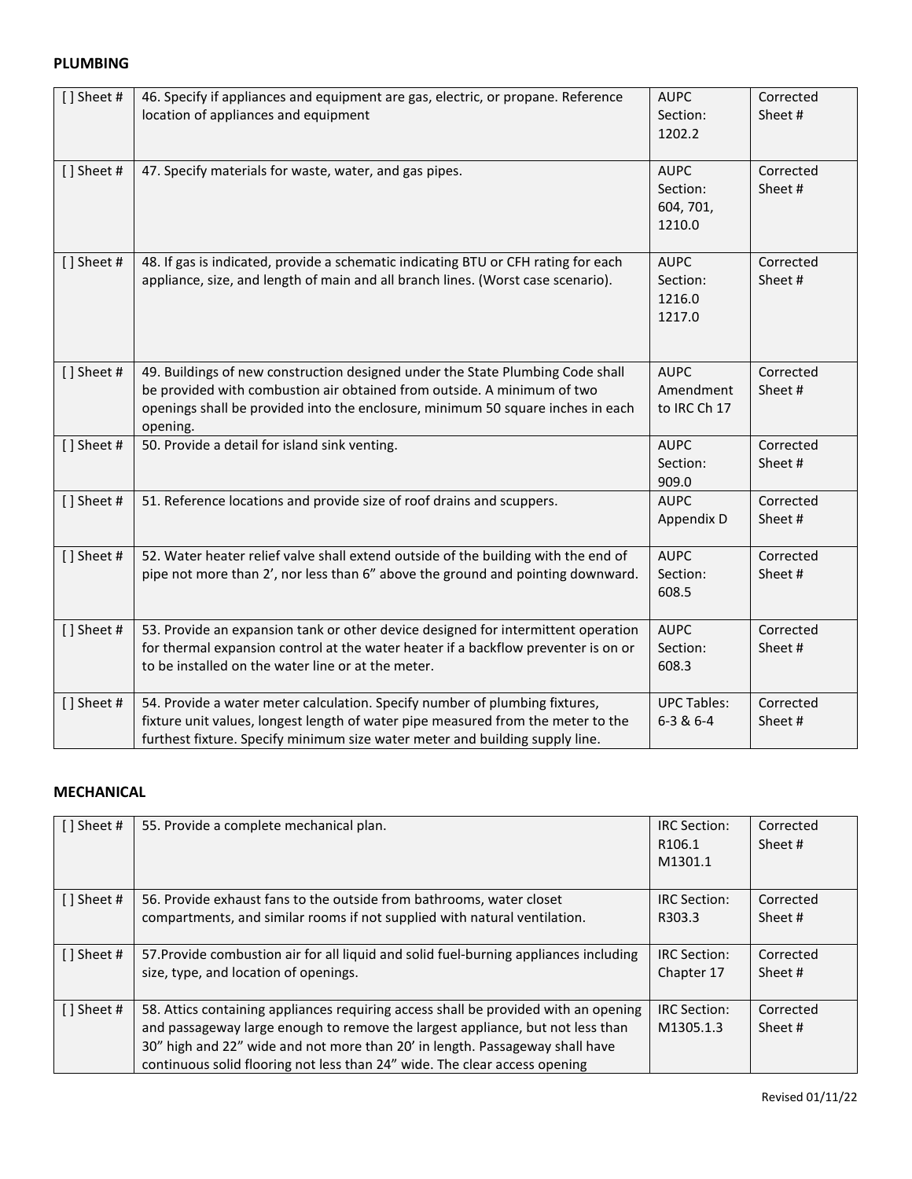**PLUMBING**

| | | | |
|---|---|---|---|
| [ ] Sheet # | 46. Specify if appliances and equipment are gas, electric, or propane. Reference location of appliances and equipment | AUPC Section: 1202.2 | Corrected Sheet # |
| [ ] Sheet # | 47. Specify materials for waste, water, and gas pipes. | AUPC Section: 604, 701, 1210.0 | Corrected Sheet # |
| [ ] Sheet # | 48. If gas is indicated, provide a schematic indicating BTU or CFH rating for each appliance, size, and length of main and all branch lines. (Worst case scenario). | AUPC Section: 1216.0 1217.0 | Corrected Sheet # |
| [ ] Sheet # | 49. Buildings of new construction designed under the State Plumbing Code shall be provided with combustion air obtained from outside. A minimum of two openings shall be provided into the enclosure, minimum 50 square inches in each opening. | AUPC Amendment to IRC Ch 17 | Corrected Sheet # |
| [ ] Sheet # | 50. Provide a detail for island sink venting. | AUPC Section: 909.0 | Corrected Sheet # |
| [ ] Sheet # | 51. Reference locations and provide size of roof drains and scuppers. | AUPC Appendix D | Corrected Sheet # |
| [ ] Sheet # | 52. Water heater relief valve shall extend outside of the building with the end of pipe not more than 2', nor less than 6" above the ground and pointing downward. | AUPC Section: 608.5 | Corrected Sheet # |
| [ ] Sheet # | 53. Provide an expansion tank or other device designed for intermittent operation for thermal expansion control at the water heater if a backflow preventer is on or to be installed on the water line or at the meter. | AUPC Section: 608.3 | Corrected Sheet # |
| [ ] Sheet # | 54. Provide a water meter calculation. Specify number of plumbing fixtures, fixture unit values, longest length of water pipe measured from the meter to the furthest fixture. Specify minimum size water meter and building supply line. | UPC Tables: 6-3 & 6-4 | Corrected Sheet # |

**MECHANICAL**

| | | | |
|---|---|---|---|
| [ ] Sheet # | 55. Provide a complete mechanical plan. | IRC Section: R106.1 M1301.1 | Corrected Sheet # |
| [ ] Sheet # | 56. Provide exhaust fans to the outside from bathrooms, water closet compartments, and similar rooms if not supplied with natural ventilation. | IRC Section: R303.3 | Corrected Sheet # |
| [ ] Sheet # | 57.Provide combustion air for all liquid and solid fuel-burning appliances including size, type, and location of openings. | IRC Section: Chapter 17 | Corrected Sheet # |
| [ ] Sheet # | 58. Attics containing appliances requiring access shall be provided with an opening and passageway large enough to remove the largest appliance, but not less than 30" high and 22" wide and not more than 20' in length. Passageway shall have continuous solid flooring not less than 24" wide. The clear access opening | IRC Section: M1305.1.3 | Corrected Sheet # |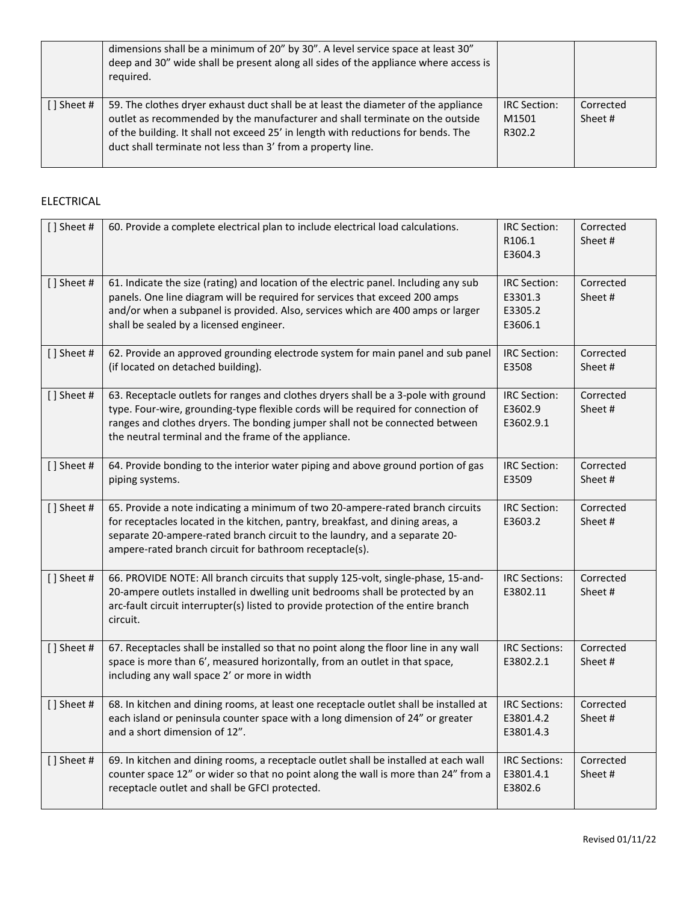|  | dimensions shall be a minimum of 20” by 30”. A level service space at least 30” deep and 30” wide shall be present along all sides of the appliance where access is required. |  |  |
|---|---|---|---|
| [ ] Sheet # | 59. The clothes dryer exhaust duct shall be at least the diameter of the appliance outlet as recommended by the manufacturer and shall terminate on the outside of the building. It shall not exceed 25’ in length with reductions for bends. The duct shall terminate not less than 3’ from a property line. | IRC Section: M1501 R302.2 | Corrected Sheet # |

ELECTRICAL

| | | | |
|---|---|---|---|
| [ ] Sheet # | 60. Provide a complete electrical plan to include electrical load calculations. | IRC Section: R106.1 E3604.3 | Corrected Sheet # |
| [ ] Sheet # | 61. Indicate the size (rating) and location of the electric panel. Including any sub panels. One line diagram will be required for services that exceed 200 amps and/or when a subpanel is provided. Also, services which are 400 amps or larger shall be sealed by a licensed engineer. | IRC Section: E3301.3 E3305.2 E3606.1 | Corrected Sheet # |
| [ ] Sheet # | 62. Provide an approved grounding electrode system for main panel and sub panel (if located on detached building). | IRC Section: E3508 | Corrected Sheet # |
| [ ] Sheet # | 63. Receptacle outlets for ranges and clothes dryers shall be a 3-pole with ground type. Four-wire, grounding-type flexible cords will be required for connection of ranges and clothes dryers. The bonding jumper shall not be connected between the neutral terminal and the frame of the appliance. | IRC Section: E3602.9 E3602.9.1 | Corrected Sheet # |
| [ ] Sheet # | 64. Provide bonding to the interior water piping and above ground portion of gas piping systems. | IRC Section: E3509 | Corrected Sheet # |
| [ ] Sheet # | 65. Provide a note indicating a minimum of two 20-ampere-rated branch circuits for receptacles located in the kitchen, pantry, breakfast, and dining areas, a separate 20-ampere-rated branch circuit to the laundry, and a separate 20-ampere-rated branch circuit for bathroom receptacle(s). | IRC Section: E3603.2 | Corrected Sheet # |
| [ ] Sheet # | 66. PROVIDE NOTE: All branch circuits that supply 125-volt, single-phase, 15-and-20-ampere outlets installed in dwelling unit bedrooms shall be protected by an arc-fault circuit interrupter(s) listed to provide protection of the entire branch circuit. | IRC Sections: E3802.11 | Corrected Sheet # |
| [ ] Sheet # | 67. Receptacles shall be installed so that no point along the floor line in any wall space is more than 6’, measured horizontally, from an outlet in that space, including any wall space 2’ or more in width | IRC Sections: E3802.2.1 | Corrected Sheet # |
| [ ] Sheet # | 68. In kitchen and dining rooms, at least one receptacle outlet shall be installed at each island or peninsula counter space with a long dimension of 24” or greater and a short dimension of 12”. | IRC Sections: E3801.4.2 E3801.4.3 | Corrected Sheet # |
| [ ] Sheet # | 69. In kitchen and dining rooms, a receptacle outlet shall be installed at each wall counter space 12” or wider so that no point along the wall is more than 24” from a receptacle outlet and shall be GFCI protected. | IRC Sections: E3801.4.1 E3802.6 | Corrected Sheet # |

Revised 01/11/22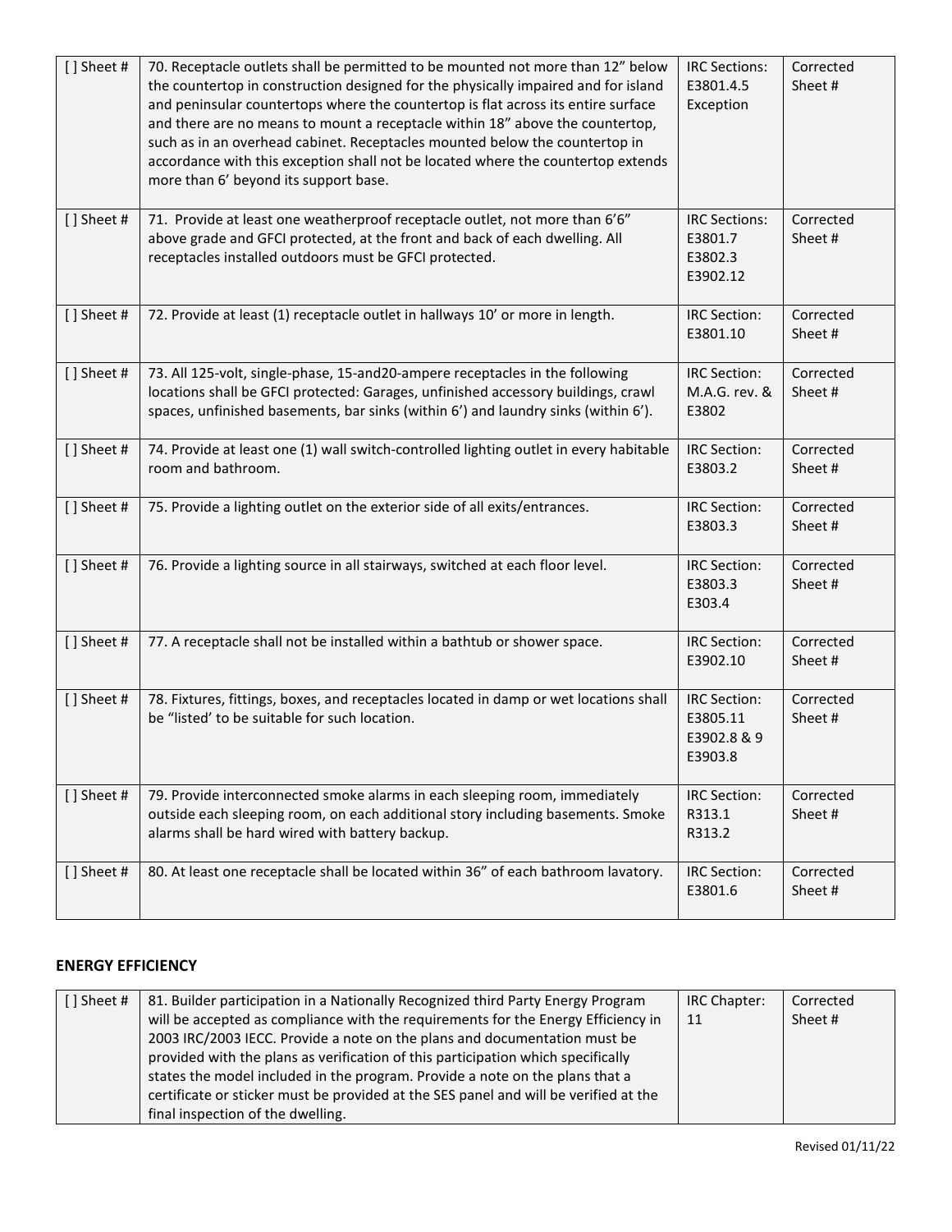| [ ] Sheet # | 70. Receptacle outlets shall be permitted to be mounted not more than 12" below the countertop in construction designed for the physically impaired and for island and peninsular countertops where the countertop is flat across its entire surface and there are no means to mount a receptacle within 18" above the countertop, such as in an overhead cabinet. Receptacles mounted below the countertop in accordance with this exception shall not be located where the countertop extends more than 6' beyond its support base. | IRC Sections: E3801.4.5 Exception | Corrected Sheet # |
|---|---|---|---|
| [ ] Sheet # | 71. Provide at least one weatherproof receptacle outlet, not more than 6'6" above grade and GFCI protected, at the front and back of each dwelling. All receptacles installed outdoors must be GFCI protected. | IRC Sections: E3801.7 E3802.3 E3902.12 | Corrected Sheet # |
| [ ] Sheet # | 72. Provide at least (1) receptacle outlet in hallways 10' or more in length. | IRC Section: E3801.10 | Corrected Sheet # |
| [ ] Sheet # | 73. All 125-volt, single-phase, 15-and20-ampere receptacles in the following locations shall be GFCI protected: Garages, unfinished accessory buildings, crawl spaces, unfinished basements, bar sinks (within 6') and laundry sinks (within 6'). | IRC Section: M.A.G. rev. & E3802 | Corrected Sheet # |
| [ ] Sheet # | 74. Provide at least one (1) wall switch-controlled lighting outlet in every habitable room and bathroom. | IRC Section: E3803.2 | Corrected Sheet # |
| [ ] Sheet # | 75. Provide a lighting outlet on the exterior side of all exits/entrances. | IRC Section: E3803.3 | Corrected Sheet # |
| [ ] Sheet # | 76. Provide a lighting source in all stairways, switched at each floor level. | IRC Section: E3803.3 E303.4 | Corrected Sheet # |
| [ ] Sheet # | 77. A receptacle shall not be installed within a bathtub or shower space. | IRC Section: E3902.10 | Corrected Sheet # |
| [ ] Sheet # | 78. Fixtures, fittings, boxes, and receptacles located in damp or wet locations shall be "listed' to be suitable for such location. | IRC Section: E3805.11 E3902.8 & 9 E3903.8 | Corrected Sheet # |
| [ ] Sheet # | 79. Provide interconnected smoke alarms in each sleeping room, immediately outside each sleeping room, on each additional story including basements. Smoke alarms shall be hard wired with battery backup. | IRC Section: R313.1 R313.2 | Corrected Sheet # |
| [ ] Sheet # | 80. At least one receptacle shall be located within 36" of each bathroom lavatory. | IRC Section: E3801.6 | Corrected Sheet # |

## ENERGY EFFICIENCY

| [ ] Sheet # | 81. Builder participation in a Nationally Recognized third Party Energy Program will be accepted as compliance with the requirements for the Energy Efficiency in 2003 IRC/2003 IECC. Provide a note on the plans and documentation must be provided with the plans as verification of this participation which specifically states the model included in the program. Provide a note on the plans that a certificate or sticker must be provided at the SES panel and will be verified at the final inspection of the dwelling. | IRC Chapter: 11 | Corrected Sheet # |
|---|---|---|---|

Revised 01/11/22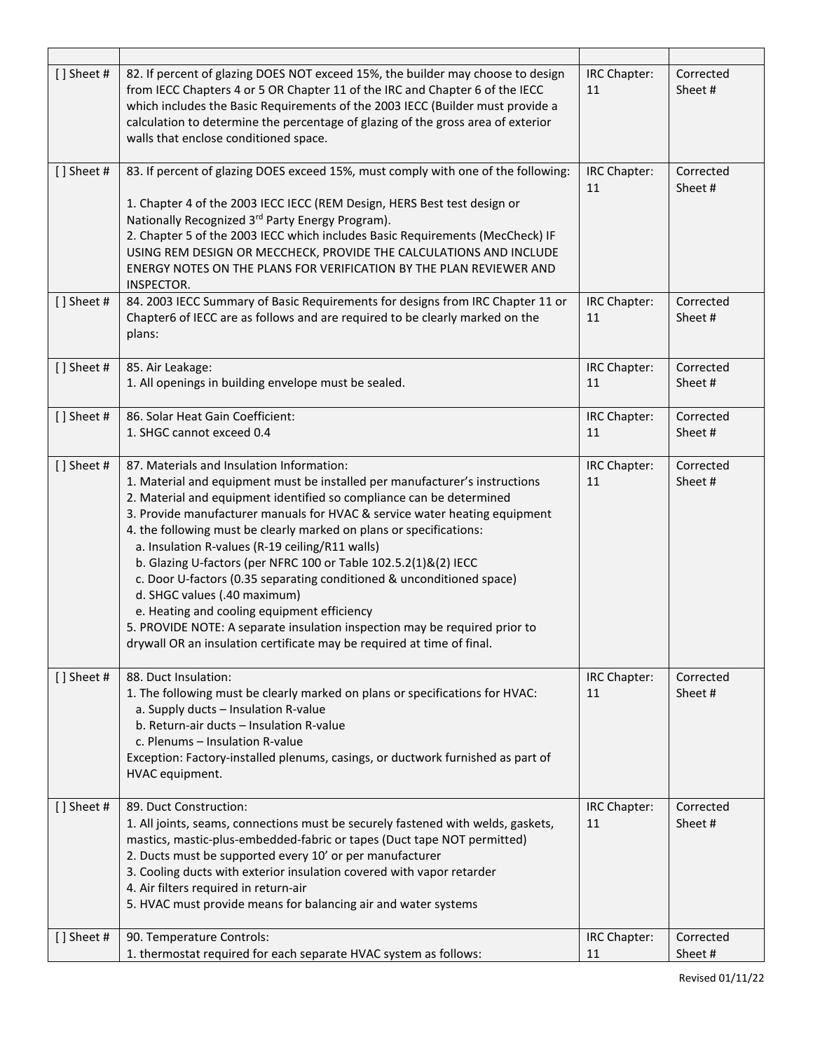| | | | |
|---|---|---|---|
| [ ] Sheet # | 82. If percent of glazing DOES NOT exceed 15%, the builder may choose to design from IECC Chapters 4 or 5 OR Chapter 11 of the IRC and Chapter 6 of the IECC which includes the Basic Requirements of the 2003 IECC (Builder must provide a calculation to determine the percentage of glazing of the gross area of exterior walls that enclose conditioned space. | IRC Chapter: 11 | Corrected Sheet # |
| [ ] Sheet # | 83. If percent of glazing DOES exceed 15%, must comply with one of the following:<br><br>1. Chapter 4 of the 2003 IECC IECC (REM Design, HERS Best test design or Nationally Recognized 3rd Party Energy Program).<br>2. Chapter 5 of the 2003 IECC which includes Basic Requirements (MecCheck) IF USING REM DESIGN OR MECCHECK, PROVIDE THE CALCULATIONS AND INCLUDE ENERGY NOTES ON THE PLANS FOR VERIFICATION BY THE PLAN REVIEWER AND INSPECTOR. | IRC Chapter: 11 | Corrected Sheet # |
| [ ] Sheet # | 84. 2003 IECC Summary of Basic Requirements for designs from IRC Chapter 11 or Chapter6 of IECC are as follows and are required to be clearly marked on the plans: | IRC Chapter: 11 | Corrected Sheet # |
| [ ] Sheet # | 85. Air Leakage:<br>1. All openings in building envelope must be sealed. | IRC Chapter: 11 | Corrected Sheet # |
| [ ] Sheet # | 86. Solar Heat Gain Coefficient:<br>1. SHGC cannot exceed 0.4 | IRC Chapter: 11 | Corrected Sheet # |
| [ ] Sheet # | 87. Materials and Insulation Information:<br>1. Material and equipment must be installed per manufacturer's instructions<br>2. Material and equipment identified so compliance can be determined<br>3. Provide manufacturer manuals for HVAC & service water heating equipment<br>4. the following must be clearly marked on plans or specifications:<br>a. Insulation R-values (R-19 ceiling/R11 walls)<br>b. Glazing U-factors (per NFRC 100 or Table 102.5.2(1)&(2) IECC<br>c. Door U-factors (0.35 separating conditioned & unconditioned space)<br>d. SHGC values (.40 maximum)<br>e. Heating and cooling equipment efficiency<br>5. PROVIDE NOTE: A separate insulation inspection may be required prior to drywall OR an insulation certificate may be required at time of final. | IRC Chapter: 11 | Corrected Sheet # |
| [ ] Sheet # | 88. Duct Insulation:<br>1. The following must be clearly marked on plans or specifications for HVAC:<br>a. Supply ducts – Insulation R-value<br>b. Return-air ducts – Insulation R-value<br>c. Plenums – Insulation R-value<br>Exception: Factory-installed plenums, casings, or ductwork furnished as part of HVAC equipment. | IRC Chapter: 11 | Corrected Sheet # |
| [ ] Sheet # | 89. Duct Construction:<br>1. All joints, seams, connections must be securely fastened with welds, gaskets, mastics, mastic-plus-embedded-fabric or tapes (Duct tape NOT permitted)<br>2. Ducts must be supported every 10' or per manufacturer<br>3. Cooling ducts with exterior insulation covered with vapor retarder<br>4. Air filters required in return-air<br>5. HVAC must provide means for balancing air and water systems | IRC Chapter: 11 | Corrected Sheet # |
| [ ] Sheet # | 90. Temperature Controls:<br>1. thermostat required for each separate HVAC system as follows: | IRC Chapter: 11 | Corrected Sheet # |

Revised 01/11/22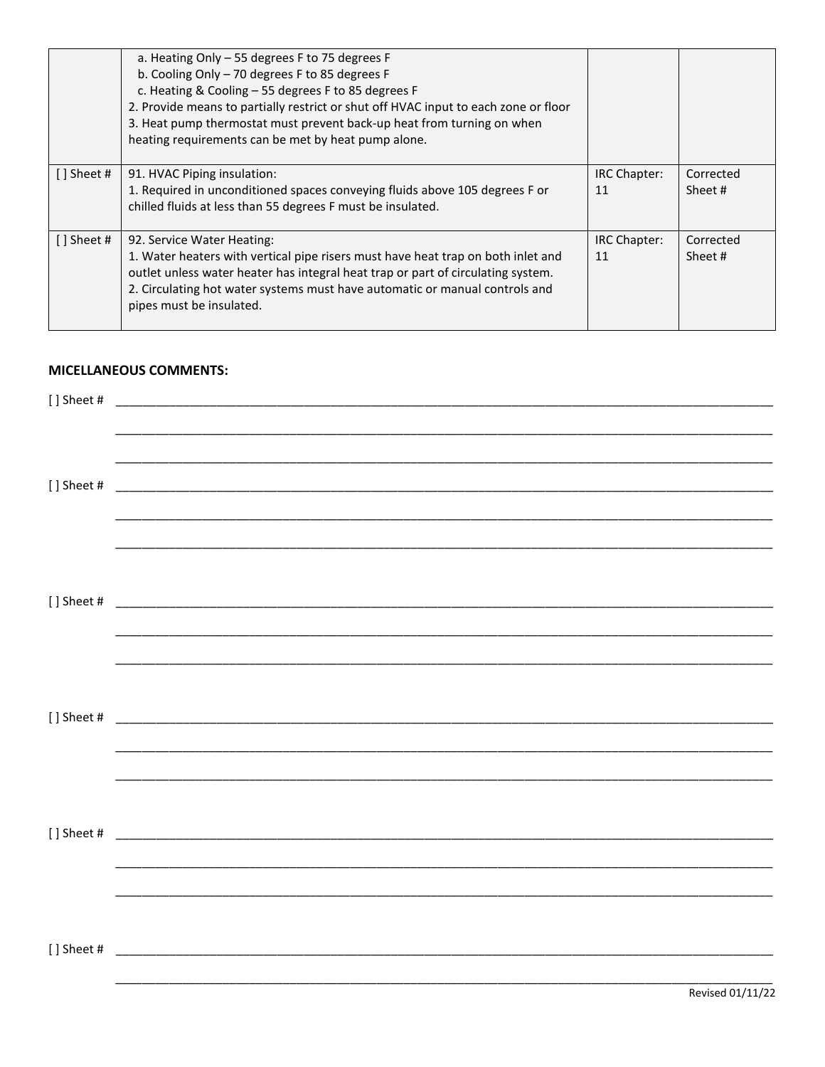| | | | |
|---|---|---|---|
| | a. Heating Only – 55 degrees F to 75 degrees F<br>b. Cooling Only – 70 degrees F to 85 degrees F<br>c. Heating & Cooling – 55 degrees F to 85 degrees F<br>2. Provide means to partially restrict or shut off HVAC input to each zone or floor<br>3. Heat pump thermostat must prevent back-up heat from turning on when heating requirements can be met by heat pump alone. | | |
| [ ] Sheet # | 91. HVAC Piping insulation:<br>1. Required in unconditioned spaces conveying fluids above 105 degrees F or chilled fluids at less than 55 degrees F must be insulated. | IRC Chapter: 11 | Corrected Sheet # |
| [ ] Sheet # | 92. Service Water Heating:<br>1. Water heaters with vertical pipe risers must have heat trap on both inlet and outlet unless water heater has integral heat trap or part of circulating system.<br>2. Circulating hot water systems must have automatic or manual controls and pipes must be insulated. | IRC Chapter: 11 | Corrected Sheet # |

**MICELLANEOUS COMMENTS:**

[ ] Sheet # ______________________________________________________________________________

______________________________________________________________________________

______________________________________________________________________________

[ ] Sheet # ______________________________________________________________________________

______________________________________________________________________________

______________________________________________________________________________

[ ] Sheet # ______________________________________________________________________________

______________________________________________________________________________

______________________________________________________________________________

[ ] Sheet # ______________________________________________________________________________

______________________________________________________________________________

______________________________________________________________________________

[ ] Sheet # ______________________________________________________________________________

______________________________________________________________________________

______________________________________________________________________________

[ ] Sheet # ______________________________________________________________________________

______________________________________________________________________________

Revised 01/11/22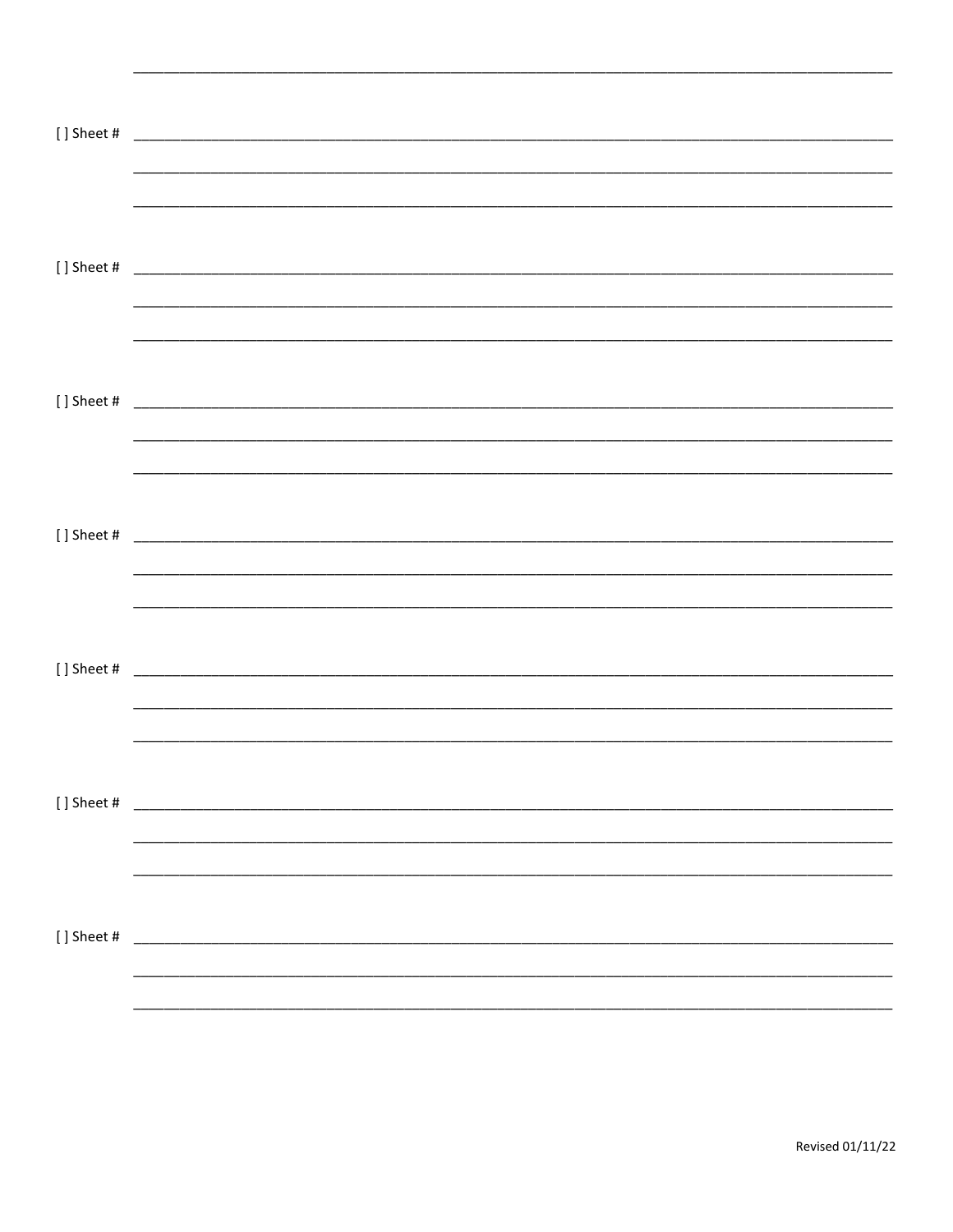______________________________________________________________________________

[ ] Sheet # ______________________________________________________________________________

______________________________________________________________________________

______________________________________________________________________________

[ ] Sheet # ______________________________________________________________________________

______________________________________________________________________________

______________________________________________________________________________

[ ] Sheet # ______________________________________________________________________________

______________________________________________________________________________

______________________________________________________________________________

[ ] Sheet # ______________________________________________________________________________

______________________________________________________________________________

______________________________________________________________________________

[ ] Sheet # ______________________________________________________________________________

______________________________________________________________________________

______________________________________________________________________________

[ ] Sheet # ______________________________________________________________________________

______________________________________________________________________________

______________________________________________________________________________

[ ] Sheet # ______________________________________________________________________________

______________________________________________________________________________

______________________________________________________________________________

Revised 01/11/22